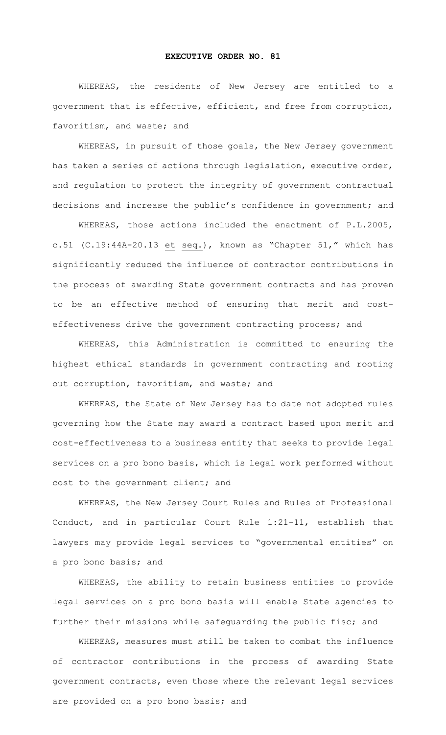# EXECUTIVE ORDER NO. 81

WHEREAS, the residents of New Jersey are entitled to a government that is effective, efficient, and free from corruption, favoritism, and waste; and

WHEREAS, in pursuit of those goals, the New Jersey government has taken a series of actions through legislation, executive order, and regulation to protect the integrity of government contractual decisions and increase the public's confidence in government; and

WHEREAS, those actions included the enactment of P.L.2005, c.51 (C.19:44A-20.13 et seq.), known as "Chapter 51," which has significantly reduced the influence of contractor contributions in the process of awarding State government contracts and has proven to be an effective method of ensuring that merit and cost-effectiveness drive the government contracting process; and

WHEREAS, this Administration is committed to ensuring the highest ethical standards in government contracting and rooting out corruption, favoritism, and waste; and

WHEREAS, the State of New Jersey has to date not adopted rules governing how the State may award a contract based upon merit and cost-effectiveness to a business entity that seeks to provide legal services on a pro bono basis, which is legal work performed without cost to the government client; and

WHEREAS, the New Jersey Court Rules and Rules of Professional Conduct, and in particular Court Rule 1:21-11, establish that lawyers may provide legal services to "governmental entities" on a pro bono basis; and

WHEREAS, the ability to retain business entities to provide legal services on a pro bono basis will enable State agencies to further their missions while safeguarding the public fisc; and

WHEREAS, measures must still be taken to combat the influence of contractor contributions in the process of awarding State government contracts, even those where the relevant legal services are provided on a pro bono basis; and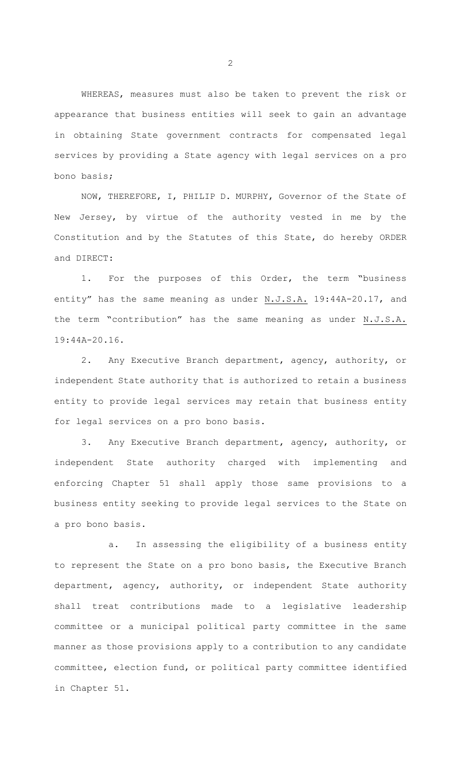WHEREAS, measures must also be taken to prevent the risk or appearance that business entities will seek to gain an advantage in obtaining State government contracts for compensated legal services by providing a State agency with legal services on a pro bono basis;

NOW, THEREFORE, I, PHILIP D. MURPHY, Governor of the State of New Jersey, by virtue of the authority vested in me by the Constitution and by the Statutes of this State, do hereby ORDER and DIRECT:

1. For the purposes of this Order, the term "business entity" has the same meaning as under N.J.S.A. 19:44A-20.17, and the term "contribution" has the same meaning as under N.J.S.A. 19:44A-20.16.

2. Any Executive Branch department, agency, authority, or independent State authority that is authorized to retain a business entity to provide legal services may retain that business entity for legal services on a pro bono basis.

3. Any Executive Branch department, agency, authority, or independent State authority charged with implementing and enforcing Chapter 51 shall apply those same provisions to a business entity seeking to provide legal services to the State on a pro bono basis.

   a. In assessing the eligibility of a business entity to represent the State on a pro bono basis, the Executive Branch department, agency, authority, or independent State authority shall treat contributions made to a legislative leadership committee or a municipal political party committee in the same manner as those provisions apply to a contribution to any candidate committee, election fund, or political party committee identified in Chapter 51.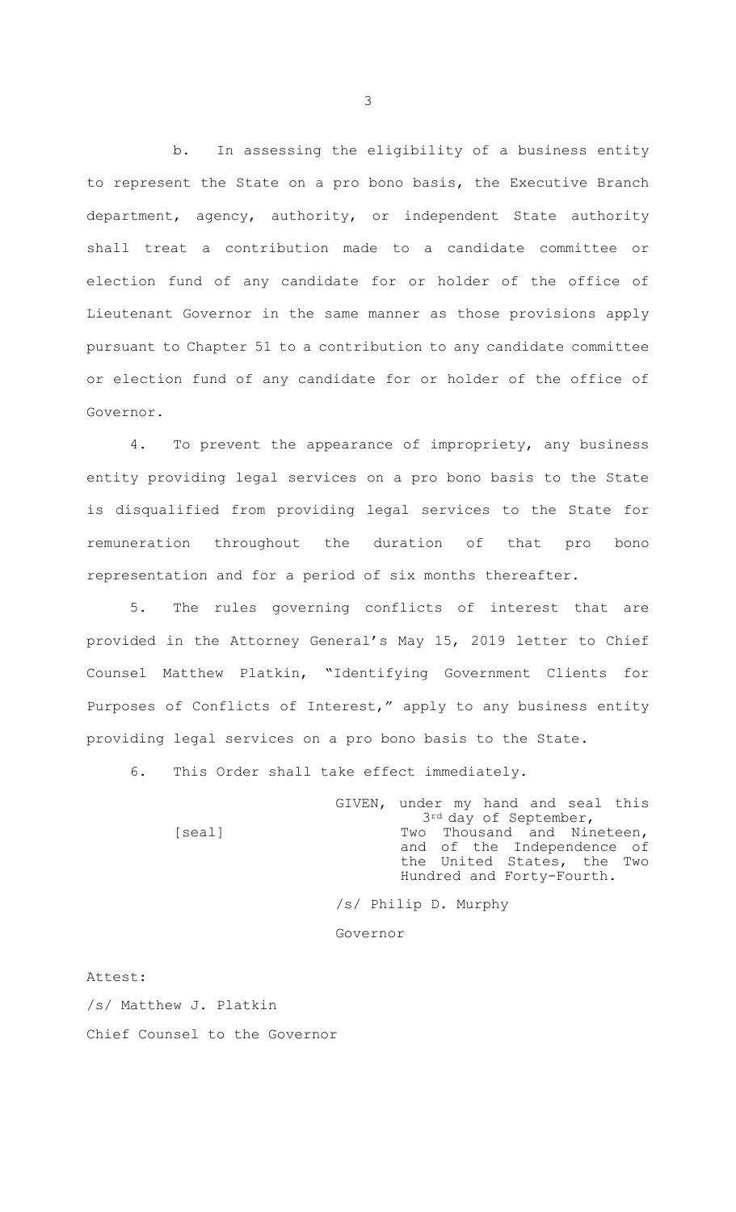b. In assessing the eligibility of a business entity to represent the State on a pro bono basis, the Executive Branch department, agency, authority, or independent State authority shall treat a contribution made to a candidate committee or election fund of any candidate for or holder of the office of Lieutenant Governor in the same manner as those provisions apply pursuant to Chapter 51 to a contribution to any candidate committee or election fund of any candidate for or holder of the office of Governor.

4. To prevent the appearance of impropriety, any business entity providing legal services on a pro bono basis to the State is disqualified from providing legal services to the State for remuneration throughout the duration of that pro bono representation and for a period of six months thereafter.

5. The rules governing conflicts of interest that are provided in the Attorney General's May 15, 2019 letter to Chief Counsel Matthew Platkin, "Identifying Government Clients for Purposes of Conflicts of Interest," apply to any business entity providing legal services on a pro bono basis to the State.

6. This Order shall take effect immediately.

[seal]

GIVEN, under my hand and seal this 3rd day of September, Two Thousand and Nineteen, and of the Independence of the United States, the Two Hundred and Forty-Fourth.

/s/ Philip D. Murphy

Governor

Attest:

/s/ Matthew J. Platkin

Chief Counsel to the Governor